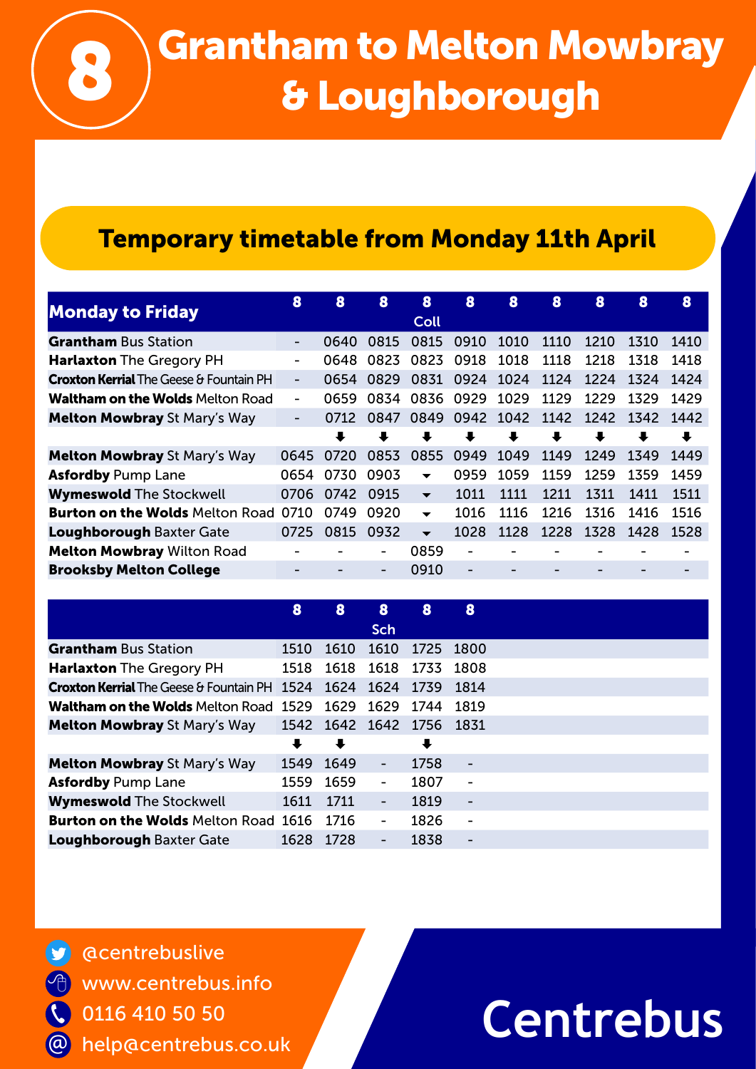# 8 Grantham to Melton Mowbray & Loughborough

## Temporary timetable from Monday 11th April

| Monday to Friday | 8 | 8 | 8 | 8 Coll | 8 | 8 | 8 | 8 | 8 | 8 |
|---|---|---|---|---|---|---|---|---|---|---|
| **Grantham** Bus Station | - | 0640 | 0815 | 0815 | 0910 | 1010 | 1110 | 1210 | 1310 | 1410 |
| **Harlaxton** The Gregory PH | - | 0648 | 0823 | 0823 | 0918 | 1018 | 1118 | 1218 | 1318 | 1418 |
| **Croxton Kerrial** The Geese & Fountain PH | - | 0654 | 0829 | 0831 | 0924 | 1024 | 1124 | 1224 | 1324 | 1424 |
| **Waltham on the Wolds** Melton Road | - | 0659 | 0834 | 0836 | 0929 | 1029 | 1129 | 1229 | 1329 | 1429 |
| **Melton Mowbray** St Mary's Way | - | 0712 | 0847 | 0849 | 0942 | 1042 | 1142 | 1242 | 1342 | 1442 |
| | | ⬇ | ⬇ | ⬇ | ⬇ | ⬇ | ⬇ | ⬇ | ⬇ | ⬇ |
| **Melton Mowbray** St Mary's Way | 0645 | 0720 | 0853 | 0855 | 0949 | 1049 | 1149 | 1249 | 1349 | 1449 |
| **Asfordby** Pump Lane | 0654 | 0730 | 0903 | ⏷ | 0959 | 1059 | 1159 | 1259 | 1359 | 1459 |
| **Wymeswold** The Stockwell | 0706 | 0742 | 0915 | ⏷ | 1011 | 1111 | 1211 | 1311 | 1411 | 1511 |
| **Burton on the Wolds** Melton Road | 0710 | 0749 | 0920 | ⏷ | 1016 | 1116 | 1216 | 1316 | 1416 | 1516 |
| **Loughborough** Baxter Gate | 0725 | 0815 | 0932 | ⏷ | 1028 | 1128 | 1228 | 1328 | 1428 | 1528 |
| **Melton Mowbray** Wilton Road | - | - | - | 0859 | - | - | - | - | - | - |
| **Brooksby Melton College** | - | - | - | 0910 | - | - | - | - | - | - |

| | 8 | 8 | 8 Sch | 8 | 8 |
|---|---|---|---|---|---|
| **Grantham** Bus Station | 1510 | 1610 | 1610 | 1725 | 1800 |
| **Harlaxton** The Gregory PH | 1518 | 1618 | 1618 | 1733 | 1808 |
| **Croxton Kerrial** The Geese & Fountain PH | 1524 | 1624 | 1624 | 1739 | 1814 |
| **Waltham on the Wolds** Melton Road | 1529 | 1629 | 1629 | 1744 | 1819 |
| **Melton Mowbray** St Mary's Way | 1542 | 1642 | 1642 | 1756 | 1831 |
| | ⬇ | ⬇ | | ⬇ | |
| **Melton Mowbray** St Mary's Way | 1549 | 1649 | - | 1758 | - |
| **Asfordby** Pump Lane | 1559 | 1659 | - | 1807 | - |
| **Wymeswold** The Stockwell | 1611 | 1711 | - | 1819 | - |
| **Burton on the Wolds** Melton Road | 1616 | 1716 | - | 1826 | - |
| **Loughborough** Baxter Gate | 1628 | 1728 | - | 1838 | - |

@centrebuslive
www.centrebus.info
0116 410 50 50
help@centrebus.co.uk

Centrebus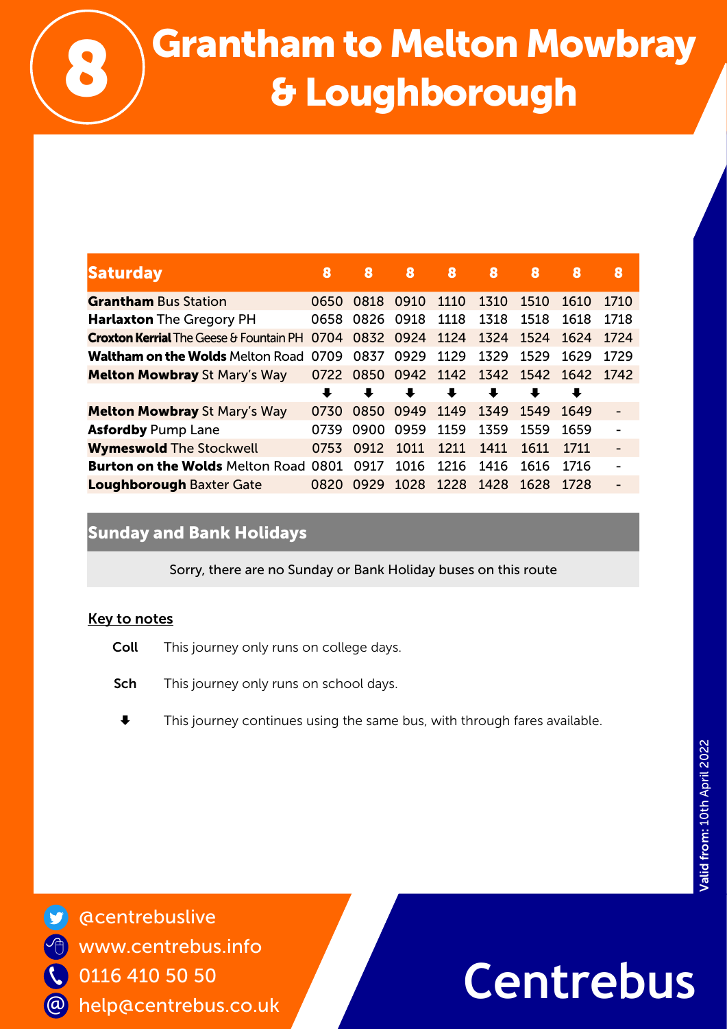# 8 Grantham to Melton Mowbray & Loughborough

| Saturday | 8 | 8 | 8 | 8 | 8 | 8 | 8 | 8 |
|---|---|---|---|---|---|---|---|---|
| **Grantham** Bus Station | 0650 | 0818 | 0910 | 1110 | 1310 | 1510 | 1610 | 1710 |
| **Harlaxton** The Gregory PH | 0658 | 0826 | 0918 | 1118 | 1318 | 1518 | 1618 | 1718 |
| **Croxton Kerrial** The Geese & Fountain PH | 0704 | 0832 | 0924 | 1124 | 1324 | 1524 | 1624 | 1724 |
| **Waltham on the Wolds** Melton Road | 0709 | 0837 | 0929 | 1129 | 1329 | 1529 | 1629 | 1729 |
| **Melton Mowbray** St Mary's Way | 0722 | 0850 | 0942 | 1142 | 1342 | 1542 | 1642 | 1742 |
| | ⬇ | ⬇ | ⬇ | ⬇ | ⬇ | ⬇ | ⬇ | |
| **Melton Mowbray** St Mary's Way | 0730 | 0850 | 0949 | 1149 | 1349 | 1549 | 1649 | - |
| **Asfordby** Pump Lane | 0739 | 0900 | 0959 | 1159 | 1359 | 1559 | 1659 | - |
| **Wymeswold** The Stockwell | 0753 | 0912 | 1011 | 1211 | 1411 | 1611 | 1711 | - |
| **Burton on the Wolds** Melton Road | 0801 | 0917 | 1016 | 1216 | 1416 | 1616 | 1716 | - |
| **Loughborough** Baxter Gate | 0820 | 0929 | 1028 | 1228 | 1428 | 1628 | 1728 | - |

## Sunday and Bank Holidays

Sorry, there are no Sunday or Bank Holiday buses on this route

**Key to notes**

**Coll** This journey only runs on college days.

**Sch** This journey only runs on school days.

⬇ This journey continues using the same bus, with through fares available.

Valid from: 10th April 2022

@centrebuslive
www.centrebus.info
0116 410 50 50
help@centrebus.co.uk

Centrebus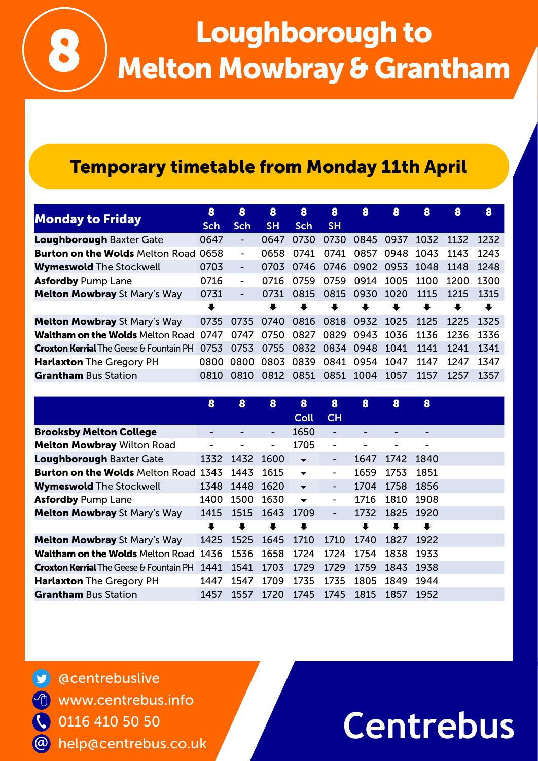# 8 Loughborough to Melton Mowbray & Grantham

## Temporary timetable from Monday 11th April

| Monday to Friday | 8 Sch | 8 Sch | 8 SH | 8 Sch | 8 SH | 8 | 8 | 8 | 8 | 8 |
|---|---|---|---|---|---|---|---|---|---|---|
| **Loughborough** Baxter Gate | 0647 | - | 0647 | 0730 | 0730 | 0845 | 0937 | 1032 | 1132 | 1232 |
| **Burton on the Wolds** Melton Road | 0658 | - | 0658 | 0741 | 0741 | 0857 | 0948 | 1043 | 1143 | 1243 |
| **Wymeswold** The Stockwell | 0703 | - | 0703 | 0746 | 0746 | 0902 | 0953 | 1048 | 1148 | 1248 |
| **Asfordby** Pump Lane | 0716 | - | 0716 | 0759 | 0759 | 0914 | 1005 | 1100 | 1200 | 1300 |
| **Melton Mowbray** St Mary's Way | 0731 | - | 0731 | 0815 | 0815 | 0930 | 1020 | 1115 | 1215 | 1315 |
| | ⬇ | | ⬇ | ⬇ | ⬇ | ⬇ | ⬇ | ⬇ | ⬇ | ⬇ |
| **Melton Mowbray** St Mary's Way | 0735 | 0735 | 0740 | 0816 | 0818 | 0932 | 1025 | 1125 | 1225 | 1325 |
| **Waltham on the Wolds** Melton Road | 0747 | 0747 | 0750 | 0827 | 0829 | 0943 | 1036 | 1136 | 1236 | 1336 |
| **Croxton Kerrial** The Geese & Fountain PH | 0753 | 0753 | 0755 | 0832 | 0834 | 0948 | 1041 | 1141 | 1241 | 1341 |
| **Harlaxton** The Gregory PH | 0800 | 0800 | 0803 | 0839 | 0841 | 0954 | 1047 | 1147 | 1247 | 1347 |
| **Grantham** Bus Station | 0810 | 0810 | 0812 | 0851 | 0851 | 1004 | 1057 | 1157 | 1257 | 1357 |

| | 8 | 8 | 8 | 8 Coll | 8 CH | 8 | 8 | 8 |
|---|---|---|---|---|---|---|---|---|
| **Brooksby Melton College** | - | - | - | 1650 | - | - | - | - |
| **Melton Mowbray** Wilton Road | - | - | - | 1705 | - | - | - | - |
| **Loughborough** Baxter Gate | 1332 | 1432 | 1600 | ⬇ | - | 1647 | 1742 | 1840 |
| **Burton on the Wolds** Melton Road | 1343 | 1443 | 1615 | ⬇ | - | 1659 | 1753 | 1851 |
| **Wymeswold** The Stockwell | 1348 | 1448 | 1620 | ⬇ | - | 1704 | 1758 | 1856 |
| **Asfordby** Pump Lane | 1400 | 1500 | 1630 | ⬇ | - | 1716 | 1810 | 1908 |
| **Melton Mowbray** St Mary's Way | 1415 | 1515 | 1643 | 1709 | - | 1732 | 1825 | 1920 |
| | ⬇ | ⬇ | ⬇ | ⬇ | | ⬇ | ⬇ | ⬇ |
| **Melton Mowbray** St Mary's Way | 1425 | 1525 | 1645 | 1710 | 1710 | 1740 | 1827 | 1922 |
| **Waltham on the Wolds** Melton Road | 1436 | 1536 | 1658 | 1724 | 1724 | 1754 | 1838 | 1933 |
| **Croxton Kerrial** The Geese & Fountain PH | 1441 | 1541 | 1703 | 1729 | 1729 | 1759 | 1843 | 1938 |
| **Harlaxton** The Gregory PH | 1447 | 1547 | 1709 | 1735 | 1735 | 1805 | 1849 | 1944 |
| **Grantham** Bus Station | 1457 | 1557 | 1720 | 1745 | 1745 | 1815 | 1857 | 1952 |

@centrebuslive
www.centrebus.info
0116 410 50 50
help@centrebus.co.uk

Centrebus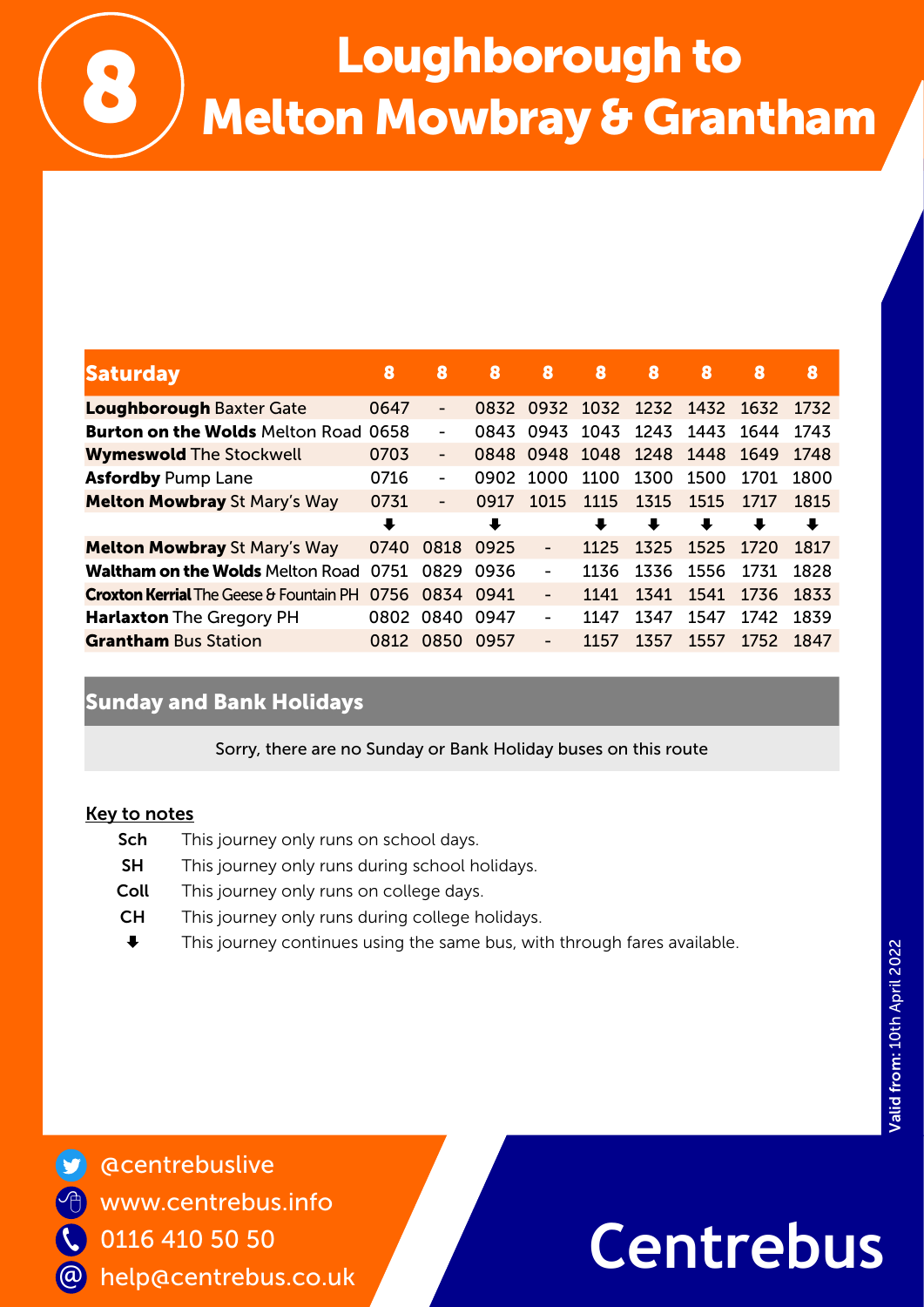# 8 Loughborough to Melton Mowbray & Grantham

| Saturday | 8 | 8 | 8 | 8 | 8 | 8 | 8 | 8 | 8 |
|---|---|---|---|---|---|---|---|---|---|
| **Loughborough** Baxter Gate | 0647 | - | 0832 | 0932 | 1032 | 1232 | 1432 | 1632 | 1732 |
| **Burton on the Wolds** Melton Road | 0658 | - | 0843 | 0943 | 1043 | 1243 | 1443 | 1644 | 1743 |
| **Wymeswold** The Stockwell | 0703 | - | 0848 | 0948 | 1048 | 1248 | 1448 | 1649 | 1748 |
| **Asfordby** Pump Lane | 0716 | - | 0902 | 1000 | 1100 | 1300 | 1500 | 1701 | 1800 |
| **Melton Mowbray** St Mary's Way | 0731 | - | 0917 | 1015 | 1115 | 1315 | 1515 | 1717 | 1815 |
| | ⬇ | | ⬇ | | ⬇ | ⬇ | ⬇ | ⬇ | ⬇ |
| **Melton Mowbray** St Mary's Way | 0740 | 0818 | 0925 | - | 1125 | 1325 | 1525 | 1720 | 1817 |
| **Waltham on the Wolds** Melton Road | 0751 | 0829 | 0936 | - | 1136 | 1336 | 1556 | 1731 | 1828 |
| **Croxton Kerrial** The Geese & Fountain PH | 0756 | 0834 | 0941 | - | 1141 | 1341 | 1541 | 1736 | 1833 |
| **Harlaxton** The Gregory PH | 0802 | 0840 | 0947 | - | 1147 | 1347 | 1547 | 1742 | 1839 |
| **Grantham** Bus Station | 0812 | 0850 | 0957 | - | 1157 | 1357 | 1557 | 1752 | 1847 |

## Sunday and Bank Holidays

Sorry, there are no Sunday or Bank Holiday buses on this route

**Key to notes**

- **Sch** This journey only runs on school days.
- **SH** This journey only runs during school holidays.
- **Coll** This journey only runs on college days.
- **CH** This journey only runs during college holidays.
- ⬇ This journey continues using the same bus, with through fares available.

Valid from: 10th April 2022

@centrebuslive
www.centrebus.info
0116 410 50 50
help@centrebus.co.uk

Centrebus